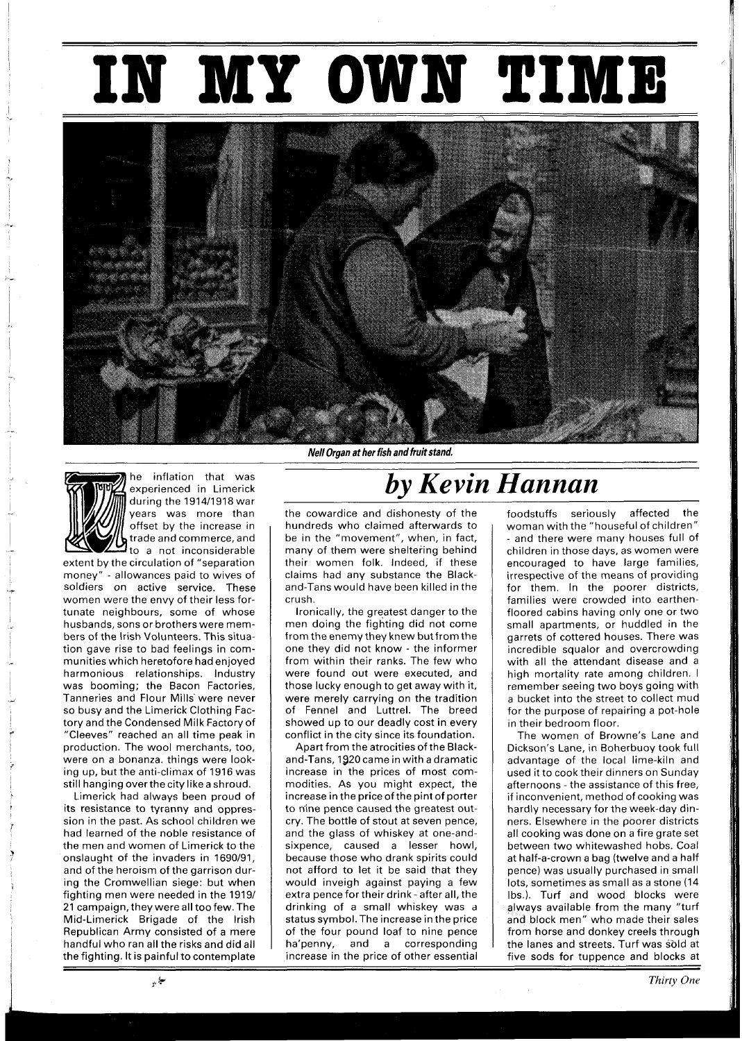# IN MY OWN TIME

*Nell Organ at her fish and fruit stand.*

## *by Kevin Hannan*

The inflation that was experienced in Limerick during the 1914/1918 war years was more than offset by the increase in trade and commerce, and to a not inconsiderable extent by the circulation of "separation money" - allowances paid to wives of soldiers on active service. These women were the envy of their less fortunate neighbours, some of whose husbands, sons or brothers were members of the Irish Volunteers. This situation gave rise to bad feelings in communities which heretofore had enjoyed harmonious relationships. Industry was booming; the Bacon Factories, Tanneries and Flour Mills were never so busy and the Limerick Clothing Factory and the Condensed Milk Factory of "Cleeves" reached an all time peak in production. The wool merchants, too, were on a bonanza. things were looking up, but the anti-climax of 1916 was still hanging over the city like a shroud.

Limerick had always been proud of its resistance to tyranny and oppression in the past. As school children we had learned of the noble resistance of the men and women of Limerick to the onslaught of the invaders in 1690/91, and of the heroism of the garrison during the Cromwellian siege: but when fighting men were needed in the 1919/21 campaign, they were all too few. The Mid-Limerick Brigade of the Irish Republican Army consisted of a mere handful who ran all the risks and did all the fighting. It is painful to contemplate the cowardice and dishonesty of the hundreds who claimed afterwards to be in the "movement", when, in fact, many of them were sheltering behind their women folk. Indeed, if these claims had any substance the Black-and-Tans would have been killed in the crush.

Ironically, the greatest danger to the men doing the fighting did not come from the enemy they knew but from the one they did not know - the informer from within their ranks. The few who were found out were executed, and those lucky enough to get away with it, were merely carrying on the tradition of Fennel and Luttrel. The breed showed up to our deadly cost in every conflict in the city since its foundation.

Apart from the atrocities of the Black-and-Tans, 1920 came in with a dramatic increase in the prices of most commodities. As you might expect, the increase in the price of the pint of porter to nine pence caused the greatest outcry. The bottle of stout at seven pence, and the glass of whiskey at one-and-sixpence, caused a lesser howl, because those who drank spirits could not afford to let it be said that they would inveigh against paying a few extra pence for their drink - after all, the drinking of a small whiskey was a status symbol. The increase in the price of the four pound loaf to nine pence ha'penny, and a corresponding increase in the price of other essential foodstuffs seriously affected the woman with the "houseful of children" - and there were many houses full of children in those days, as women were encouraged to have large families, irrespective of the means of providing for them. In the poorer districts, families were crowded into earthen-floored cabins having only one or two small apartments, or huddled in the garrets of cottered houses. There was incredible squalor and overcrowding with all the attendant disease and a high mortality rate among children. I remember seeing two boys going with a bucket into the street to collect mud for the purpose of repairing a pot-hole in their bedroom floor.

The women of Browne's Lane and Dickson's Lane, in Boherbuoy took full advantage of the local lime-kiln and used it to cook their dinners on Sunday afternoons - the assistance of this free, if inconvenient, method of cooking was hardly necessary for the week-day dinners. Elsewhere in the poorer districts all cooking was done on a fire grate set between two whitewashed hobs. Coal at half-a-crown a bag (twelve and a half pence) was usually purchased in small lots, sometimes as small as a stone (14 lbs.). Turf and wood blocks were always available from the many "turf and block men" who made their sales from horse and donkey creels through the lanes and streets. Turf was sold at five sods for tuppence and blocks at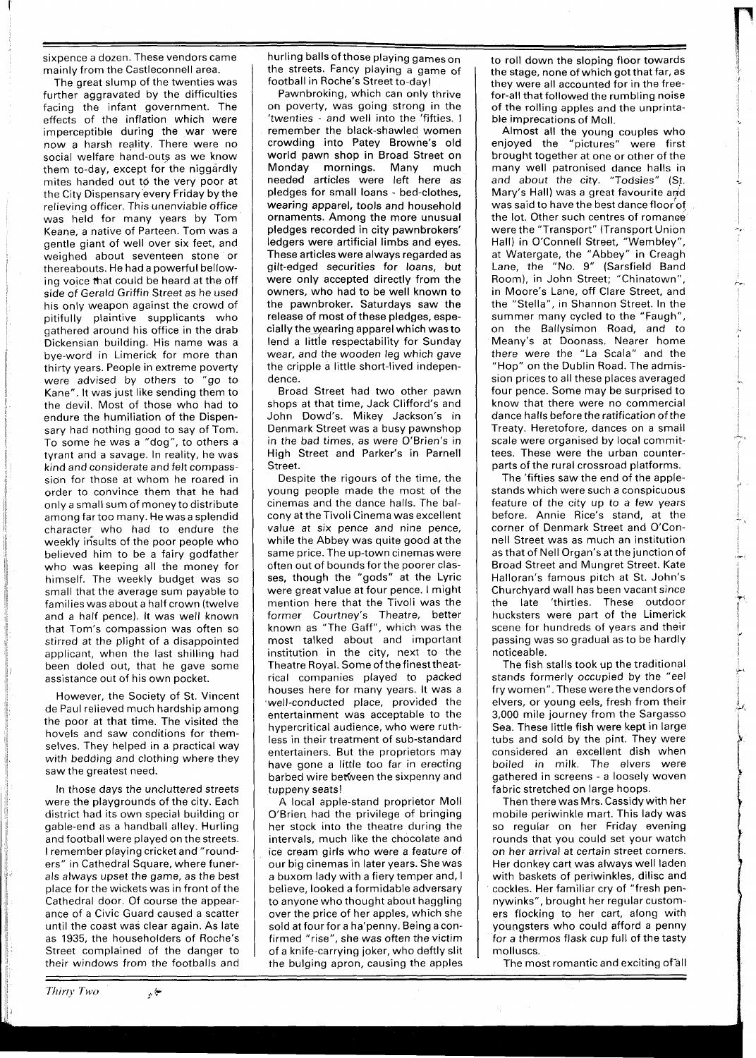sixpence a dozen. These vendors came mainly from the Castleconnell area.

The great slump of the twenties was further aggravated by the difficulties facing the infant government. The effects of the inflation which were imperceptible during the war were now a harsh reality. There were no social welfare hand-outs as we know them to-day, except for the niggardly mites handed out to the very poor at the City Dispensary every Friday by the relieving officer. This unenviable office was held for many years by Tom Keane, a native of Parteen. Tom was a gentle giant of well over six feet, and weighed about seventeen stone or thereabouts. He had a powerful bellowing voice that could be heard at the off side of Gerald Griffin Street as he used his only weapon against the crowd of pitifully plaintive supplicants who gathered around his office in the drab Dickensian building. His name was a bye-word in Limerick for more than thirty years. People in extreme poverty were advised by others to "go to Kane". It was just like sending them to the devil. Most of those who had to endure the humiliation of the Dispensary had nothing good to say of Tom. To some he was a "dog", to others a tyrant and a savage. In reality, he was kind and considerate and felt compasssion for those at whom he roared in order to convince them that he had only a small sum of money to distribute among far too many. He was a splendid character who had to endure the weekly insults of the poor people who believed him to be a fairy godfather who was keeping all the money for himself. The weekly budget was so small that the average sum payable to families was about a half crown (twelve and a half pence). It was well known that Tom's compassion was often so stirred at the plight of a disappointed applicant, when the last shilling had been doled out, that he gave some assistance out of his own pocket.

However, the Society of St. Vincent de Paul relieved much hardship among the poor at that time. The visited the hovels and saw conditions for themselves. They helped in a practical way with bedding and clothing where they saw the greatest need.

In those days the uncluttered streets were the playgrounds of the city. Each district had its own special building or gable-end as a handball alley. Hurling and football were played on the streets. I remember playing cricket and "rounders" in Cathedral Square, where funerals always upset the game, as the best place for the wickets was in front of the Cathedral door. Of course the appearance of a Civic Guard caused a scatter until the coast was clear again. As late as 1935, the householders of Roche's Street complained of the danger to their windows from the footballs and hurling balls of those playing games on the streets. Fancy playing a game of football in Roche's Street to-day!

Pawnbroking, which can only thrive on poverty, was going strong in the 'twenties - and well into the 'fifties. I remember the black-shawled women crowding into Patey Browne's old world pawn shop in Broad Street on Monday mornings. Many much needed articles were left here as pledges for small loans - bed-clothes, wearing apparel, tools and household ornaments. Among the more unusual pledges recorded in city pawnbrokers' ledgers were artificial limbs and eyes. These articles were always regarded as gilt-edged securities for loans, but were only accepted directly from the owners, who had to be well known to the pawnbroker. Saturdays saw the release of most of these pledges, especially the wearing apparel which was to lend a little respectability for Sunday wear, and the wooden leg which gave the cripple a little short-lived independence.

Broad Street had two other pawn shops at that time, Jack Clifford's and John Dowd's. Mikey Jackson's in Denmark Street was a busy pawnshop in the bad times, as were O'Brien's in High Street and Parker's in Parnell Street.

Despite the rigours of the time, the young people made the most of the cinemas and the dance halls. The balcony at the Tivoli Cinema was excellent value at six pence and nine pence, while the Abbey was quite good at the same price. The up-town cinemas were often out of bounds for the poorer classes, though the "gods" at the Lyric were great value at four pence. I might mention here that the Tivoli was the former Courtney's Theatre, better known as "The Gaff", which was the most talked about and important institution in the city, next to the Theatre Royal. Some of the finest theatrical companies played to packed houses here for many years. It was a well-conducted place, provided the entertainment was acceptable to the hypercritical audience, who were ruthless in their treatment of sub-standard entertainers. But the proprietors may have gone a little too far in erecting barbed wire between the sixpenny and tuppeny seats!

A local apple-stand proprietor Moll O'Brien had the privilege of bringing her stock into the theatre during the intervals, much like the chocolate and ice cream girls who were a feature of our big cinemas in later years. She was a buxom lady with a fiery temper and, I believe, looked a formidable adversary to anyone who thought about haggling over the price of her apples, which she sold at four for a ha'penny. Being a confirmed "rise", she was often the victim of a knife-carrying joker, who deftly slit the bulging apron, causing the apples to roll down the sloping floor towards the stage, none of which got that far, as they were all accounted for in the free-for-all that followed the rumbling noise of the rolling apples and the unprintable imprecations of Moll.

Almost all the young couples who enjoyed the "pictures" were first brought together at one or other of the many well patronised dance halls in and about the city. "Todsies" (St. Mary's Hall) was a great favourite and was said to have the best dance floor of the lot. Other such centres of romance were the "Transport" (Transport Union Hall) in O'Connell Street, "Wembley", at Watergate, the "Abbey" in Creagh Lane, the "No. 9" (Sarsfield Band Room), in John Street; "Chinatown", in Moore's Lane, off Clare Street, and the "Stella", in Shannon Street. In the summer many cycled to the "Faugh", on the Ballysimon Road, and to Meany's at Doonass. Nearer home there were the "La Scala" and the "Hop" on the Dublin Road. The admission prices to all these places averaged four pence. Some may be surprised to know that there were no commercial dance halls before the ratification of the Treaty. Heretofore, dances on a small scale were organised by local committees. These were the urban counterparts of the rural crossroad platforms.

The 'fifties saw the end of the apple-stands which were such a conspicuous feature of the city up to a few years before. Annie Rice's stand, at the corner of Denmark Street and O'Connell Street was as much an institution as that of Nell Organ's at the junction of Broad Street and Mungret Street. Kate Halloran's famous pitch at St. John's Churchyard wall has been vacant since the late 'thirties. These outdoor hucksters were part of the Limerick scene for hundreds of years and their passing was so gradual as to be hardly noticeable.

The fish stalls took up the traditional stands formerly occupied by the "eel fry women". These were the vendors of elvers, or young eels, fresh from their 3,000 mile journey from the Sargasso Sea. These little fish were kept in large tubs and sold by the pint. They were considered an excellent dish when boiled in milk. The elvers were gathered in screens - a loosely woven fabric stretched on large hoops.

Then there was Mrs. Cassidy with her mobile periwinkle mart. This lady was so regular on her Friday evening rounds that you could set your watch on her arrival at certain street corners. Her donkey cart was always well laden with baskets of periwinkles, dilisc and cockles. Her familiar cry of "fresh pennywinks", brought her regular customers flocking to her cart, along with youngsters who could afford a penny for a thermos flask cup full of the tasty molluscs.

The most romantic and exciting of all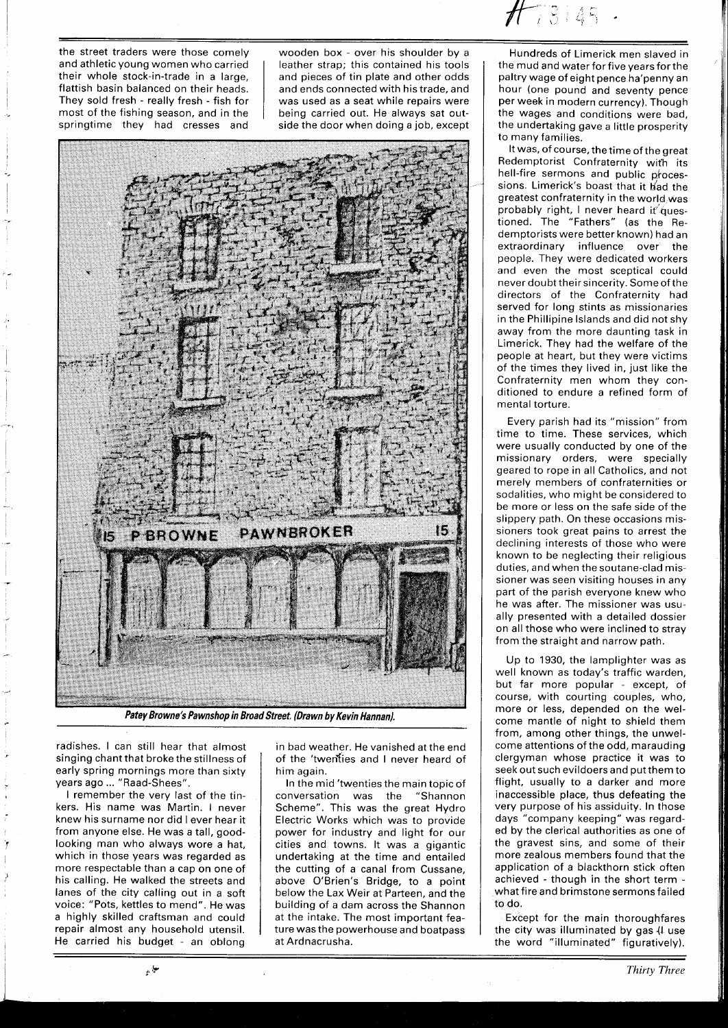the street traders were those comely and athletic young women who carried their whole stock-in-trade in a large, flattish basin balanced on their heads. They sold fresh - really fresh - fish for most of the fishing season, and in the springtime they had cresses and radishes. I can still hear that almost singing chant that broke the stillness of early spring mornings more than sixty years ago ... "Raad-Shees".

I remember the very last of the tinkers. His name was Martin. I never knew his surname nor did I ever hear it from anyone else. He was a tall, good-looking man who always wore a hat, which in those years was regarded as more respectable than a cap on one of his calling. He walked the streets and lanes of the city calling out in a soft voice: "Pots, kettles to mend". He was a highly skilled craftsman and could repair almost any household utensil. He carried his budget - an oblong wooden box - over his shoulder by a leather strap; this contained his tools and pieces of tin plate and other odds and ends connected with his trade, and was used as a seat while repairs were being carried out. He always sat outside the door when doing a job, except in bad weather. He vanished at the end of the 'twenties and I never heard of him again.

*Patey Browne's Pawnshop in Broad Street. (Drawn by Kevin Hannan).*

In the mid 'twenties the main topic of conversation was the "Shannon Scheme". This was the great Hydro Electric Works which was to provide power for industry and light for our cities and towns. It was a gigantic undertaking at the time and entailed the cutting of a canal from Cussane, above O'Brien's Bridge, to a point below the Lax Weir at Parteen, and the building of a dam across the Shannon at the intake. The most important feature was the powerhouse and boatpass at Ardnacrusha.

Hundreds of Limerick men slaved in the mud and water for five years for the paltry wage of eight pence ha'penny an hour (one pound and seventy pence per week in modern currency). Though the wages and conditions were bad, the undertaking gave a little prosperity to many families.

It was, of course, the time of the great Redemptorist Confraternity with its hell-fire sermons and public processions. Limerick's boast that it had the greatest confraternity in the world was probably right, I never heard it questioned. The "Fathers" (as the Redemptorists were better known) had an extraordinary influence over the people. They were dedicated workers and even the most sceptical could never doubt their sincerity. Some of the directors of the Confraternity had served for long stints as missionaries in the Phillipine Islands and did not shy away from the more daunting task in Limerick. They had the welfare of the people at heart, but they were victims of the times they lived in, just like the Confraternity men whom they conditioned to endure a refined form of mental torture.

Every parish had its "mission" from time to time. These services, which were usually conducted by one of the missionary orders, were specially geared to rope in all Catholics, and not merely members of confraternities or sodalities, who might be considered to be more or less on the safe side of the slippery path. On these occasions missioners took great pains to arrest the declining interests of those who were known to be neglecting their religious duties, and when the soutane-clad missioner was seen visiting houses in any part of the parish everyone knew who he was after. The missioner was usually presented with a detailed dossier on all those who were inclined to stray from the straight and narrow path.

Up to 1930, the lamplighter was as well known as today's traffic warden, but far more popular - except, of course, with courting couples, who, more or less, depended on the welcome mantle of night to shield them from, among other things, the unwelcome attentions of the odd, marauding clergyman whose practice it was to seek out such evildoers and put them to flight, usually to a darker and more inaccessible place, thus defeating the very purpose of his assiduity. In those days "company keeping" was regarded by the clerical authorities as one of the gravest sins, and some of their more zealous members found that the application of a blackthorn stick often achieved - though in the short term - what fire and brimstone sermons failed to do.

Except for the main thoroughfares the city was illuminated by gas (I use the word "illuminated" figuratively).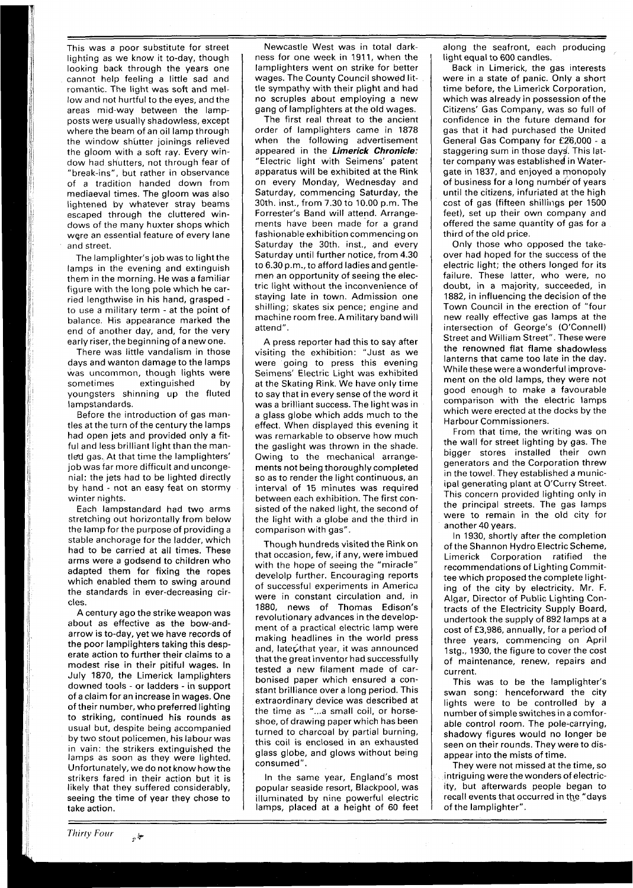This was a poor substitute for street lighting as we know it to-day, though looking back through the years one cannot help feeling a little sad and romantic. The light was soft and mellow and not hurtful to the eyes, and the areas mid-way between the lampposts were usually shadowless, except where the beam of an oil lamp through the window shutter joinings relieved the gloom with a soft ray. Every window had shutters, not through fear of "break-ins", but rather in observance of a tradition handed down from mediaeval times. The gloom was also lightened by whatever stray beams escaped through the cluttered windows of the many huxter shops which were an essential feature of every lane and street.

The lamplighter's job was to light the lamps in the evening and extinguish them in the morning. He was a familiar figure with the long pole which he carried lengthwise in his hand, grasped - to use a military term - at the point of balance. His appearance marked the end of another day, and, for the very early riser, the beginning of a new one.

There was little vandalism in those days and wanton damage to the lamps was uncommon, though lights were sometimes extinguished by youngsters shinning up the fluted lampstandards.

Before the introduction of gas mantles at the turn of the century the lamps had open jets and provided only a fitful and less brilliant light than the mantled gas. At that time the lamplighters' job was far more difficult and uncongenial: the jets had to be lighted directly by hand - not an easy feat on stormy winter nights.

Each lampstandard had two arms stretching out horizontally from below the lamp for the purpose of providing a stable anchorage for the ladder, which had to be carried at all times. These arms were a godsend to children who adapted them for fixing the ropes which enabled them to swing around the standards in ever-decreasing circles.

A century ago the strike weapon was about as effective as the bow-and-arrow is to-day, yet we have records of the poor lamplighters taking this desperate action to further their claims to a modest rise in their pitiful wages. In July 1870, the Limerick lamplighters downed tools - or ladders - in support of a claim for an increase in wages. One of their number, who preferred lighting to striking, continued his rounds as usual but, despite being accompanied by two stout policemen, his labour was in vain: the strikers extinguished the lamps as soon as they were lighted. Unfortunately, we do not know how the strikers fared in their action but it is likely that they suffered considerably, seeing the time of year they chose to take action.

Newcastle West was in total darkness for one week in 1911, when the lamplighters went on strike for better wages. The County Council showed little sympathy with their plight and had no scruples about employing a new gang of lamplighters at the old wages.

The first real threat to the ancient order of lamplighters came in 1878 when the following advertisement appeared in the ***Limerick Chronicle:*** "Electric light with Seimens' patent apparatus will be exhibited at the Rink on every Monday, Wednesday and Saturday, commencing Saturday, the 30th. inst., from 7.30 to 10.00 p.m. The Forrester's Band will attend. Arrangements have been made for a grand fashionable exhibition commencing on Saturday the 30th. inst., and every Saturday until further notice, from 4.30 to 6.30 p.m., to afford ladies and gentlemen an opportunity of seeing the electric light without the inconvenience of staying late in town. Admission one shilling; skates six pence; engine and machine room free. A military band will attend".

A press reporter had this to say after visiting the exhibition: "Just as we were going to press this evening Seimens' Electric Light was exhibited at the Skating Rink. We have only time to say that in every sense of the word it was a brilliant success. The light was in a glass globe which adds much to the effect. When displayed this evening it was remarkable to observe how much the gaslight was thrown in the shade. Owing to the mechanical arrangements not being thoroughly completed so as to render the light continuous, an interval of 15 minutes was required between each exhibition. The first consisted of the naked light, the second of the light with a globe and the third in comparison with gas".

Though hundreds visited the Rink on that occasion, few, if any, were imbued with the hope of seeing the "miracle" develolp further. Encouraging reports of successful experiments in America were in constant circulation and, in 1880, news of Thomas Edison's revolutionary advances in the development of a practical electric lamp were making headlines in the world press and, later that year, it was announced that the great inventor had successfully tested a new filament made of carbonised paper which ensured a constant brilliance over a long period. This extraordinary device was described at the time as "...a small coil, or horseshoe, of drawing paper which has been turned to charcoal by partial burning, this coil is enclosed in an exhausted glass globe, and glows without being consumed".

In the same year, England's most popular seaside resort, Blackpool, was illuminated by nine powerful electric lamps, placed at a height of 60 feet along the seafront, each producing light equal to 600 candles.

Back in Limerick, the gas interests were in a state of panic. Only a short time before, the Limerick Corporation, which was already in possession of the Citizens' Gas Company, was so full of confidence in the future demand for gas that it had purchased the United General Gas Company for £26,000 - a staggering sum in those days. This latter company was established in Watergate in 1837, and enjoyed a monopoly of business for a long number of years until the citizens, infuriated at the high cost of gas (fifteen shillings per 1500 feet), set up their own company and offered the same quantity of gas for a third of the old price.

Only those who opposed the takeover had hoped for the success of the electric light; the others longed for its failure. These latter, who were, no doubt, in a majority, succeeded, in 1882, in influencing the decision of the Town Council in the erection of "four new really effective gas lamps at the intersection of George's (O'Connell) Street and William Street". These were the renowned flat flame shadowless lanterns that came too late in the day. While these were a wonderful improvement on the old lamps, they were not good enough to make a favourable comparison with the electric lamps which were erected at the docks by the Harbour Commissioners.

From that time, the writing was on the wall for street lighting by gas. The bigger stores installed their own generators and the Corporation threw in the towel. They established a municipal generating plant at O'Curry Street. This concern provided lighting only in the principal streets. The gas lamps were to remain in the old city for another 40 years.

In 1930, shortly after the completion of the Shannon Hydro Electric Scheme, Limerick Corporation ratified the recommendations of Lighting Committee which proposed the complete lighting of the city by electricity. Mr. F. Algar, Director of Public Lighting Contracts of the Electricity Supply Board, undertook the supply of 892 lamps at a cost of £3,986, annually, for a period of three years, commencing on April 1stg., 1930, the figure to cover the cost of maintenance, renew, repairs and current.

This was to be the lamplighter's swan song: henceforward the city lights were to be controlled by a number of simple switches in a comforable control room. The pole-carrying, shadowy figures would no longer be seen on their rounds. They were to disappear into the mists of time.

They were not missed at the time, so intriguing were the wonders of electricity, but afterwards people began to recall events that occurred in the "days of the lamplighter".